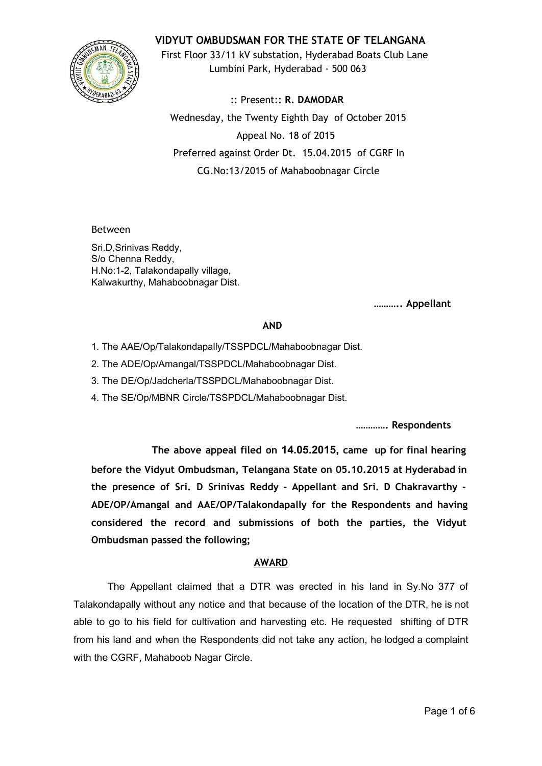# VIDYUT OMBUDSMAN FOR THE STATE OF TELANGANA

First Floor 33/11 kV substation, Hyderabad Boats Club Lane
Lumbini Park, Hyderabad - 500 063

:: Present:: **R. DAMODAR**

Wednesday, the Twenty Eighth Day of October 2015

Appeal No. 18 of 2015

Preferred against Order Dt. 15.04.2015 of CGRF In
CG.No:13/2015 of Mahaboobnagar Circle

Between

Sri.D,Srinivas Reddy,
S/o Chenna Reddy,
H.No:1-2, Talakondapally village,
Kalwakurthy, Mahaboobnagar Dist.

**……….. Appellant**

**AND**

1. The AAE/Op/Talakondapally/TSSPDCL/Mahaboobnagar Dist.
2. The ADE/Op/Amangal/TSSPDCL/Mahaboobnagar Dist.
3. The DE/Op/Jadcherla/TSSPDCL/Mahaboobnagar Dist.
4. The SE/Op/MBNR Circle/TSSPDCL/Mahaboobnagar Dist.

**…………. Respondents**

**The above appeal filed on 14.05.2015, came up for final hearing before the Vidyut Ombudsman, Telangana State on 05.10.2015 at Hyderabad in the presence of Sri. D Srinivas Reddy - Appellant and Sri. D Chakravarthy - ADE/OP/Amangal and AAE/OP/Talakondapally for the Respondents and having considered the record and submissions of both the parties, the Vidyut Ombudsman passed the following;**

## AWARD

The Appellant claimed that a DTR was erected in his land in Sy.No 377 of Talakondapally without any notice and that because of the location of the DTR, he is not able to go to his field for cultivation and harvesting etc. He requested shifting of DTR from his land and when the Respondents did not take any action, he lodged a complaint with the CGRF, Mahaboob Nagar Circle.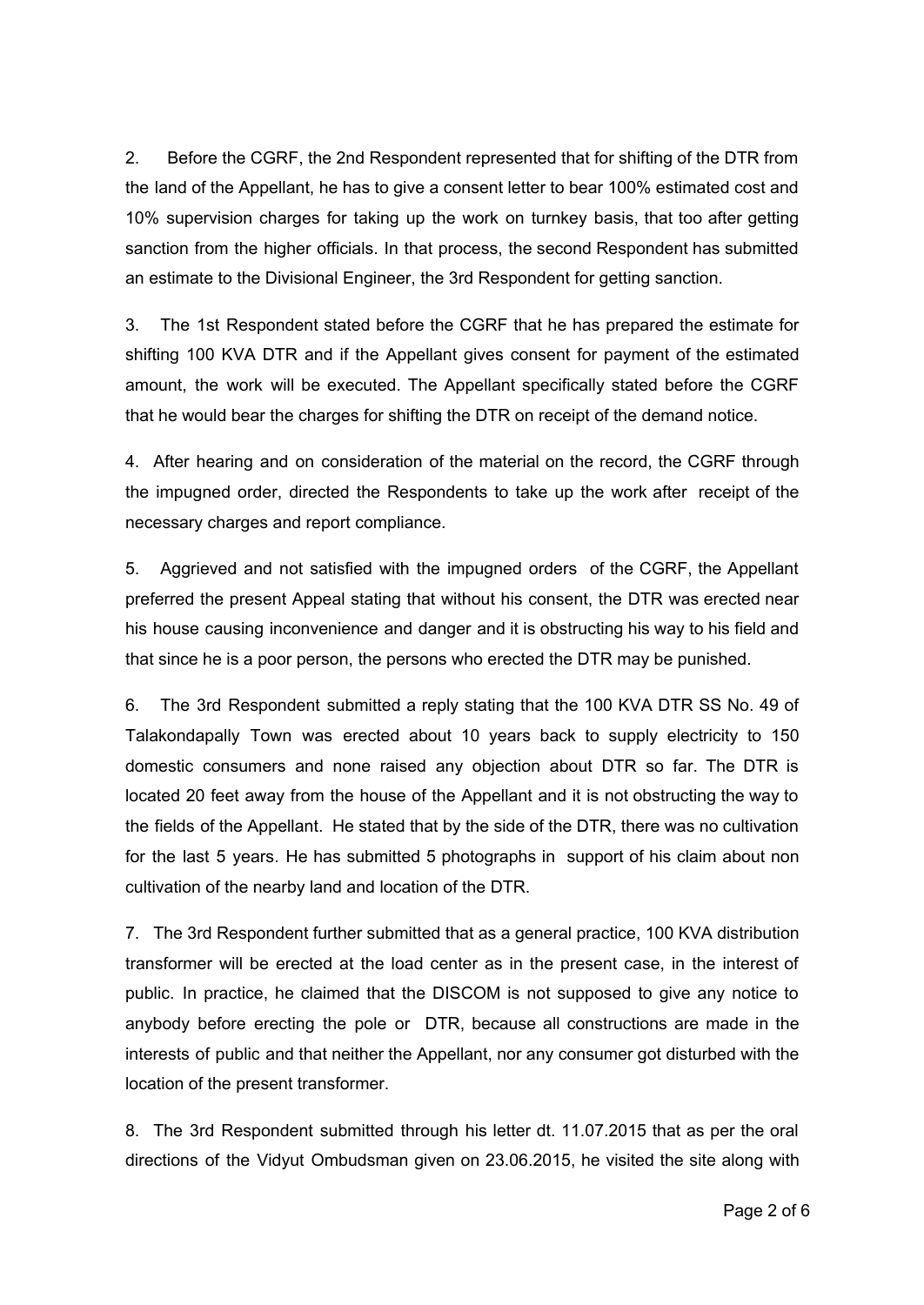2. Before the CGRF, the 2nd Respondent represented that for shifting of the DTR from the land of the Appellant, he has to give a consent letter to bear 100% estimated cost and 10% supervision charges for taking up the work on turnkey basis, that too after getting sanction from the higher officials. In that process, the second Respondent has submitted an estimate to the Divisional Engineer, the 3rd Respondent for getting sanction.

3. The 1st Respondent stated before the CGRF that he has prepared the estimate for shifting 100 KVA DTR and if the Appellant gives consent for payment of the estimated amount, the work will be executed. The Appellant specifically stated before the CGRF that he would bear the charges for shifting the DTR on receipt of the demand notice.

4. After hearing and on consideration of the material on the record, the CGRF through the impugned order, directed the Respondents to take up the work after receipt of the necessary charges and report compliance.

5. Aggrieved and not satisfied with the impugned orders of the CGRF, the Appellant preferred the present Appeal stating that without his consent, the DTR was erected near his house causing inconvenience and danger and it is obstructing his way to his field and that since he is a poor person, the persons who erected the DTR may be punished.

6. The 3rd Respondent submitted a reply stating that the 100 KVA DTR SS No. 49 of Talakondapally Town was erected about 10 years back to supply electricity to 150 domestic consumers and none raised any objection about DTR so far. The DTR is located 20 feet away from the house of the Appellant and it is not obstructing the way to the fields of the Appellant. He stated that by the side of the DTR, there was no cultivation for the last 5 years. He has submitted 5 photographs in support of his claim about non cultivation of the nearby land and location of the DTR.

7. The 3rd Respondent further submitted that as a general practice, 100 KVA distribution transformer will be erected at the load center as in the present case, in the interest of public. In practice, he claimed that the DISCOM is not supposed to give any notice to anybody before erecting the pole or DTR, because all constructions are made in the interests of public and that neither the Appellant, nor any consumer got disturbed with the location of the present transformer.

8. The 3rd Respondent submitted through his letter dt. 11.07.2015 that as per the oral directions of the Vidyut Ombudsman given on 23.06.2015, he visited the site along with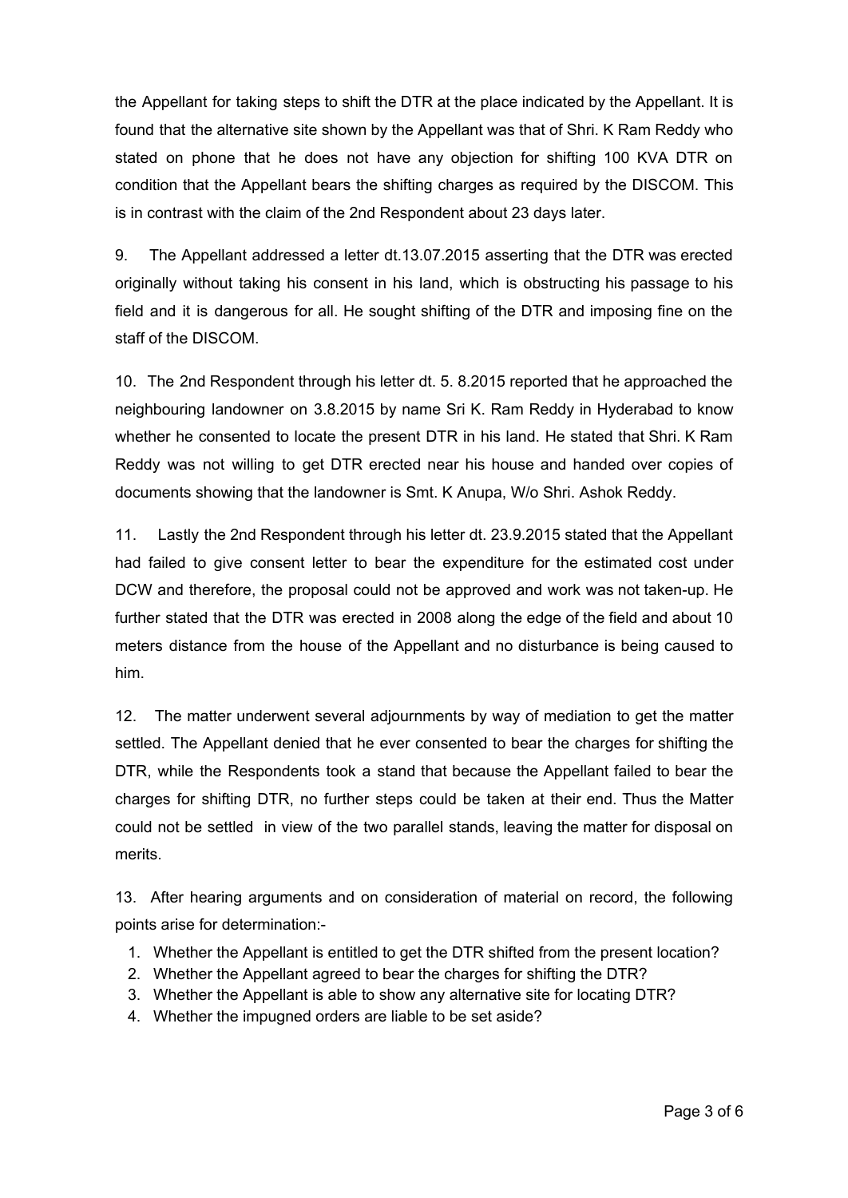the Appellant for taking steps to shift the DTR at the place indicated by the Appellant. It is found that the alternative site shown by the Appellant was that of Shri. K Ram Reddy who stated on phone that he does not have any objection for shifting 100 KVA DTR on condition that the Appellant bears the shifting charges as required by the DISCOM. This is in contrast with the claim of the 2nd Respondent about 23 days later.

9. The Appellant addressed a letter dt.13.07.2015 asserting that the DTR was erected originally without taking his consent in his land, which is obstructing his passage to his field and it is dangerous for all. He sought shifting of the DTR and imposing fine on the staff of the DISCOM.

10. The 2nd Respondent through his letter dt. 5. 8.2015 reported that he approached the neighbouring landowner on 3.8.2015 by name Sri K. Ram Reddy in Hyderabad to know whether he consented to locate the present DTR in his land. He stated that Shri. K Ram Reddy was not willing to get DTR erected near his house and handed over copies of documents showing that the landowner is Smt. K Anupa, W/o Shri. Ashok Reddy.

11. Lastly the 2nd Respondent through his letter dt. 23.9.2015 stated that the Appellant had failed to give consent letter to bear the expenditure for the estimated cost under DCW and therefore, the proposal could not be approved and work was not taken-up. He further stated that the DTR was erected in 2008 along the edge of the field and about 10 meters distance from the house of the Appellant and no disturbance is being caused to him.

12. The matter underwent several adjournments by way of mediation to get the matter settled. The Appellant denied that he ever consented to bear the charges for shifting the DTR, while the Respondents took a stand that because the Appellant failed to bear the charges for shifting DTR, no further steps could be taken at their end. Thus the Matter could not be settled in view of the two parallel stands, leaving the matter for disposal on merits.

13. After hearing arguments and on consideration of material on record, the following points arise for determination:-

1. Whether the Appellant is entitled to get the DTR shifted from the present location?
2. Whether the Appellant agreed to bear the charges for shifting the DTR?
3. Whether the Appellant is able to show any alternative site for locating DTR?
4. Whether the impugned orders are liable to be set aside?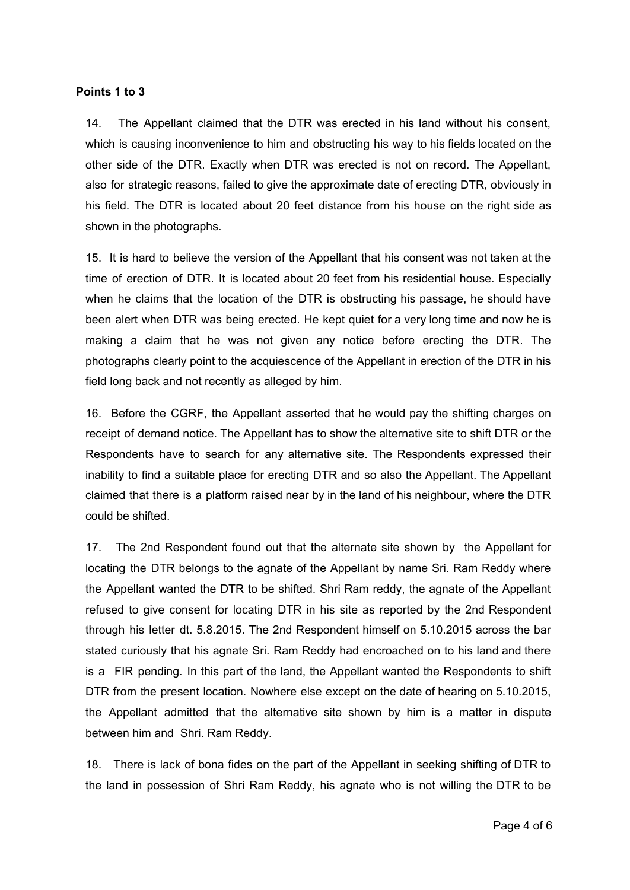**Points 1 to 3**

14. The Appellant claimed that the DTR was erected in his land without his consent, which is causing inconvenience to him and obstructing his way to his fields located on the other side of the DTR. Exactly when DTR was erected is not on record. The Appellant, also for strategic reasons, failed to give the approximate date of erecting DTR, obviously in his field. The DTR is located about 20 feet distance from his house on the right side as shown in the photographs.

15. It is hard to believe the version of the Appellant that his consent was not taken at the time of erection of DTR. It is located about 20 feet from his residential house. Especially when he claims that the location of the DTR is obstructing his passage, he should have been alert when DTR was being erected. He kept quiet for a very long time and now he is making a claim that he was not given any notice before erecting the DTR. The photographs clearly point to the acquiescence of the Appellant in erection of the DTR in his field long back and not recently as alleged by him.

16. Before the CGRF, the Appellant asserted that he would pay the shifting charges on receipt of demand notice. The Appellant has to show the alternative site to shift DTR or the Respondents have to search for any alternative site. The Respondents expressed their inability to find a suitable place for erecting DTR and so also the Appellant. The Appellant claimed that there is a platform raised near by in the land of his neighbour, where the DTR could be shifted.

17. The 2nd Respondent found out that the alternate site shown by the Appellant for locating the DTR belongs to the agnate of the Appellant by name Sri. Ram Reddy where the Appellant wanted the DTR to be shifted. Shri Ram reddy, the agnate of the Appellant refused to give consent for locating DTR in his site as reported by the 2nd Respondent through his letter dt. 5.8.2015. The 2nd Respondent himself on 5.10.2015 across the bar stated curiously that his agnate Sri. Ram Reddy had encroached on to his land and there is a FIR pending. In this part of the land, the Appellant wanted the Respondents to shift DTR from the present location. Nowhere else except on the date of hearing on 5.10.2015, the Appellant admitted that the alternative site shown by him is a matter in dispute between him and Shri. Ram Reddy.

18. There is lack of bona fides on the part of the Appellant in seeking shifting of DTR to the land in possession of Shri Ram Reddy, his agnate who is not willing the DTR to be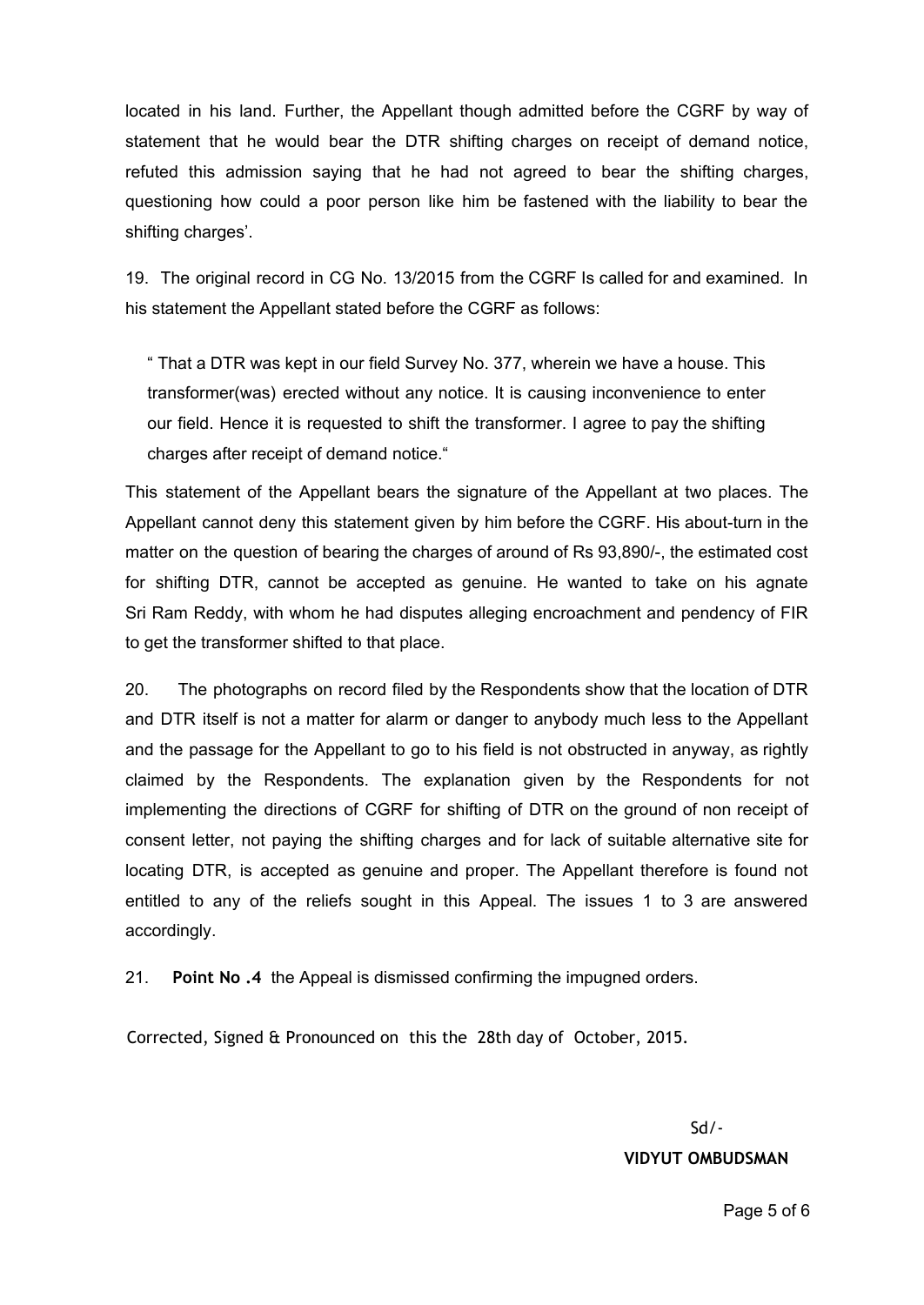located in his land. Further, the Appellant though admitted before the CGRF by way of statement that he would bear the DTR shifting charges on receipt of demand notice, refuted this admission saying that he had not agreed to bear the shifting charges, questioning how could a poor person like him be fastened with the liability to bear the shifting charges'.

19. The original record in CG No. 13/2015 from the CGRF Is called for and examined. In his statement the Appellant stated before the CGRF as follows:

> " That a DTR was kept in our field Survey No. 377, wherein we have a house. This transformer(was) erected without any notice. It is causing inconvenience to enter our field. Hence it is requested to shift the transformer. I agree to pay the shifting charges after receipt of demand notice."

This statement of the Appellant bears the signature of the Appellant at two places. The Appellant cannot deny this statement given by him before the CGRF. His about-turn in the matter on the question of bearing the charges of around of Rs 93,890/-, the estimated cost for shifting DTR, cannot be accepted as genuine. He wanted to take on his agnate Sri Ram Reddy, with whom he had disputes alleging encroachment and pendency of FIR to get the transformer shifted to that place.

20. The photographs on record filed by the Respondents show that the location of DTR and DTR itself is not a matter for alarm or danger to anybody much less to the Appellant and the passage for the Appellant to go to his field is not obstructed in anyway, as rightly claimed by the Respondents. The explanation given by the Respondents for not implementing the directions of CGRF for shifting of DTR on the ground of non receipt of consent letter, not paying the shifting charges and for lack of suitable alternative site for locating DTR, is accepted as genuine and proper. The Appellant therefore is found not entitled to any of the reliefs sought in this Appeal. The issues 1 to 3 are answered accordingly.

21. **Point No .4** the Appeal is dismissed confirming the impugned orders.

Corrected, Signed & Pronounced on this the 28th day of October, 2015.

Sd/-

**VIDYUT OMBUDSMAN**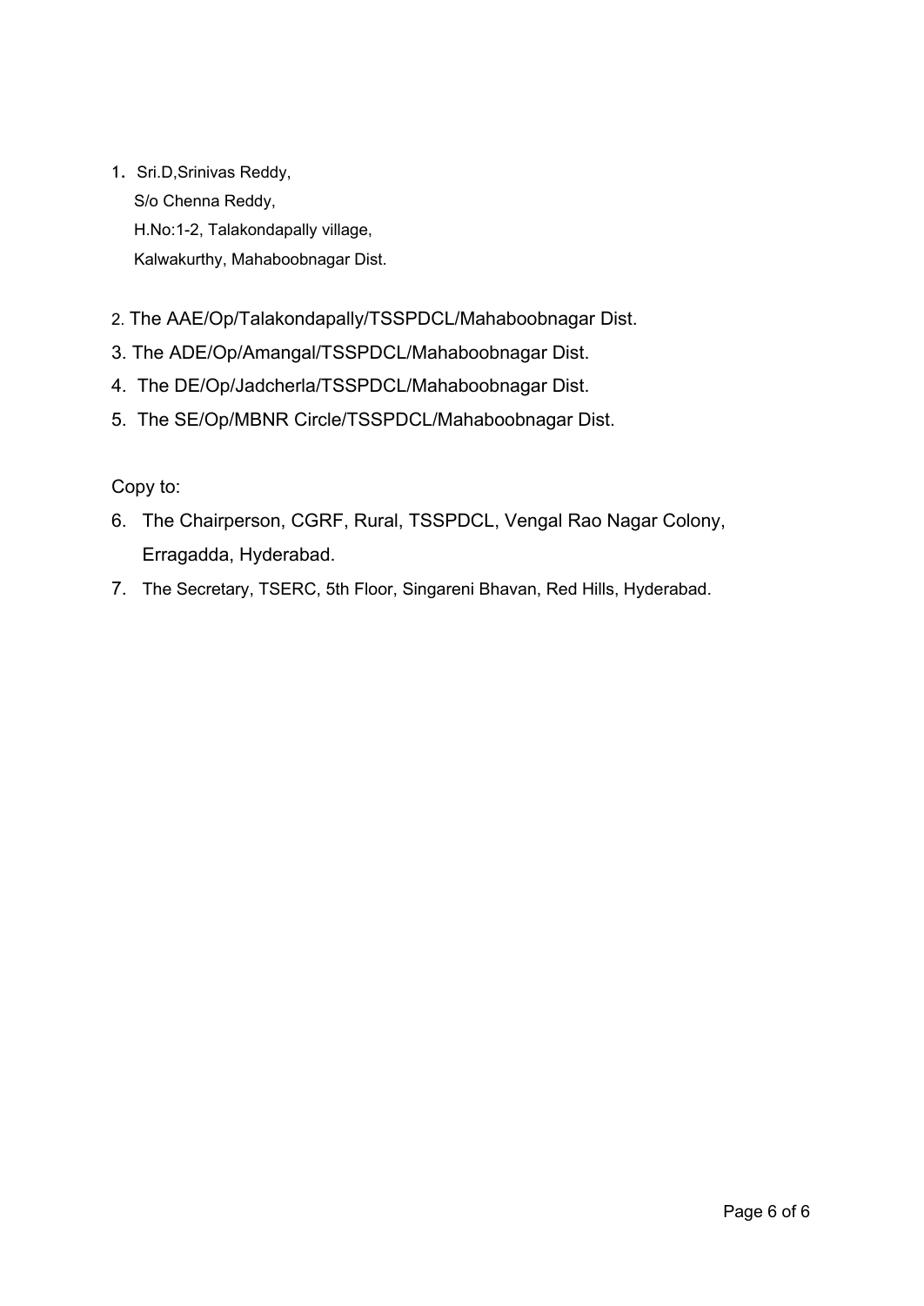1. Sri.D,Srinivas Reddy,
   S/o Chenna Reddy,
   H.No:1-2, Talakondapally village,
   Kalwakurthy, Mahaboobnagar Dist.

2. The AAE/Op/Talakondapally/TSSPDCL/Mahaboobnagar Dist.
3. The ADE/Op/Amangal/TSSPDCL/Mahaboobnagar Dist.
4. The DE/Op/Jadcherla/TSSPDCL/Mahaboobnagar Dist.
5. The SE/Op/MBNR Circle/TSSPDCL/Mahaboobnagar Dist.

Copy to:

6. The Chairperson, CGRF, Rural, TSSPDCL, Vengal Rao Nagar Colony, Erragadda, Hyderabad.
7. The Secretary, TSERC, 5th Floor, Singareni Bhavan, Red Hills, Hyderabad.